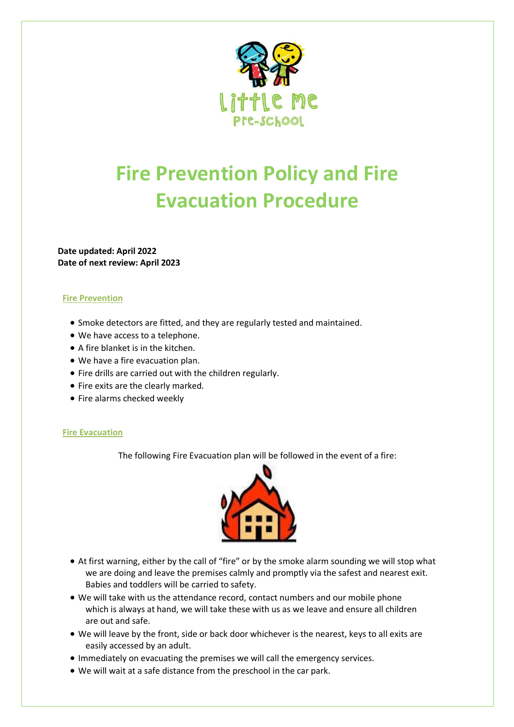# Fire Prevention Policy and Fire Evacuation Procedure

**Date updated: April 2022**
**Date of next review: April 2023**

## Fire Prevention

- Smoke detectors are fitted, and they are regularly tested and maintained.
- We have access to a telephone.
- A fire blanket is in the kitchen.
- We have a fire evacuation plan.
- Fire drills are carried out with the children regularly.
- Fire exits are the clearly marked.
- Fire alarms checked weekly

## Fire Evacuation

The following Fire Evacuation plan will be followed in the event of a fire:

- At first warning, either by the call of "fire" or by the smoke alarm sounding we will stop what we are doing and leave the premises calmly and promptly via the safest and nearest exit. Babies and toddlers will be carried to safety.
- We will take with us the attendance record, contact numbers and our mobile phone which is always at hand, we will take these with us as we leave and ensure all children are out and safe.
- We will leave by the front, side or back door whichever is the nearest, keys to all exits are easily accessed by an adult.
- Immediately on evacuating the premises we will call the emergency services.
- We will wait at a safe distance from the preschool in the car park.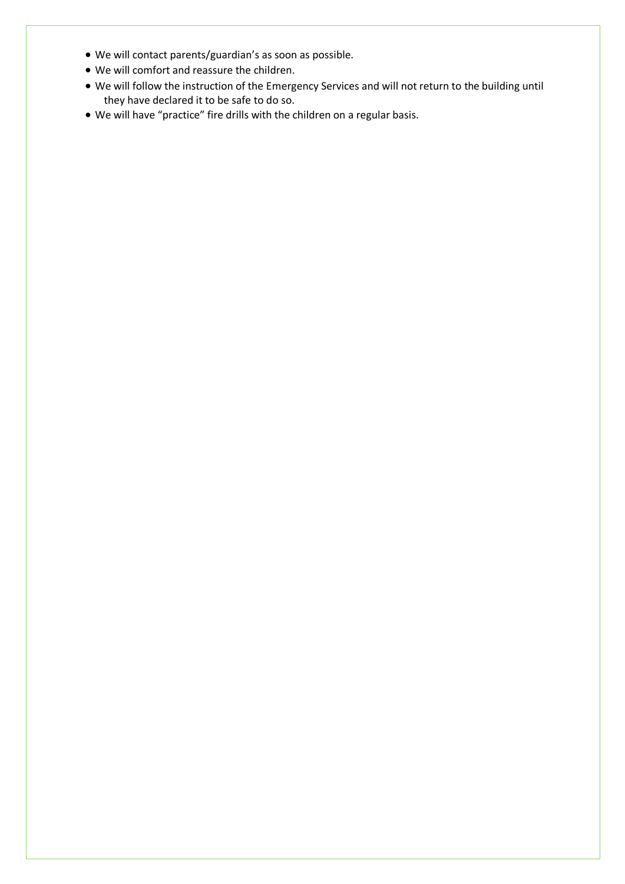- We will contact parents/guardian's as soon as possible.
- We will comfort and reassure the children.
- We will follow the instruction of the Emergency Services and will not return to the building until they have declared it to be safe to do so.
- We will have "practice" fire drills with the children on a regular basis.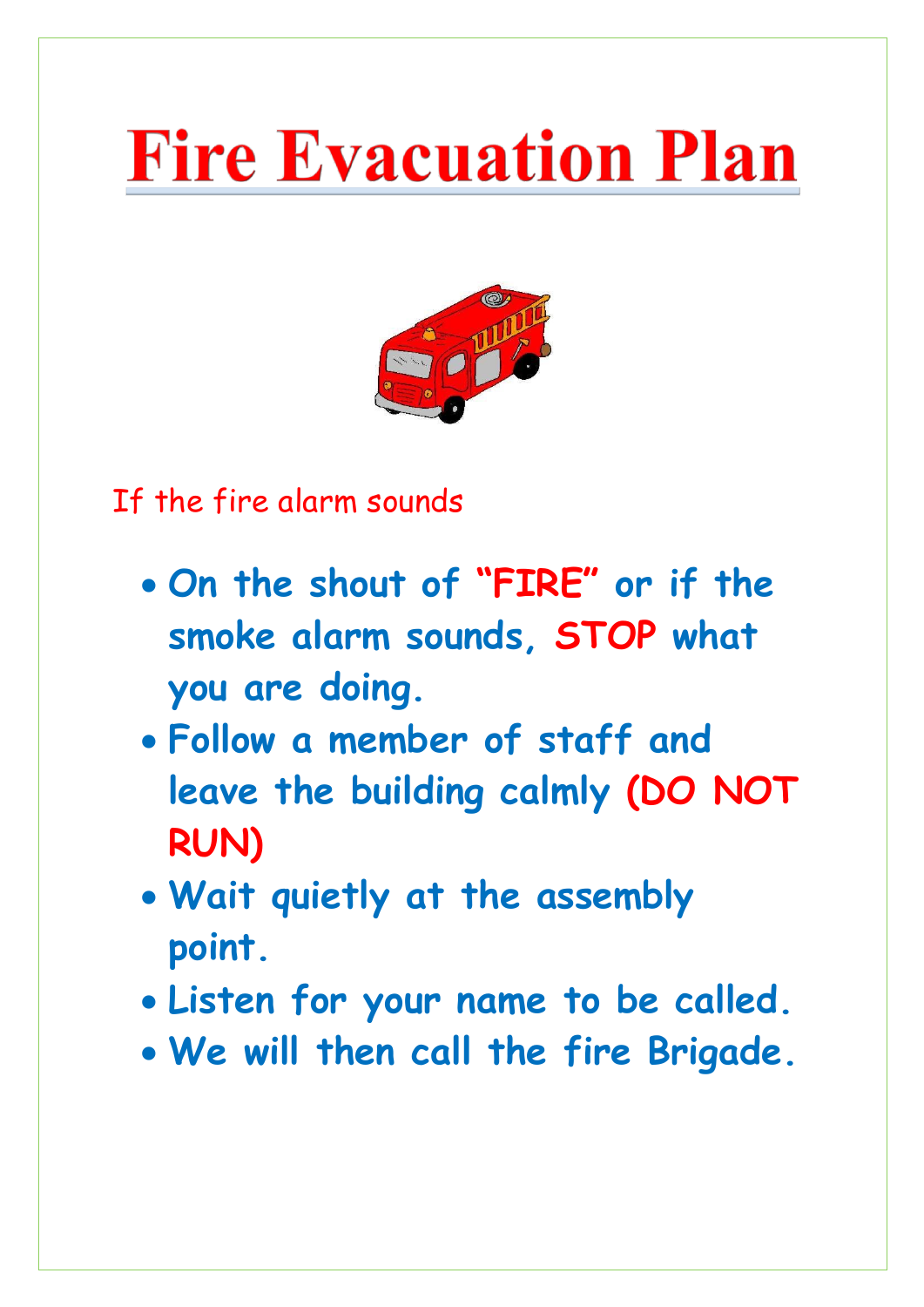# Fire Evacuation Plan

If the fire alarm sounds

- **On the shout of "FIRE" or if the smoke alarm sounds, STOP what you are doing.**
- **Follow a member of staff and leave the building calmly (DO NOT RUN)**
- **Wait quietly at the assembly point.**
- **Listen for your name to be called.**
- **We will then call the fire Brigade.**